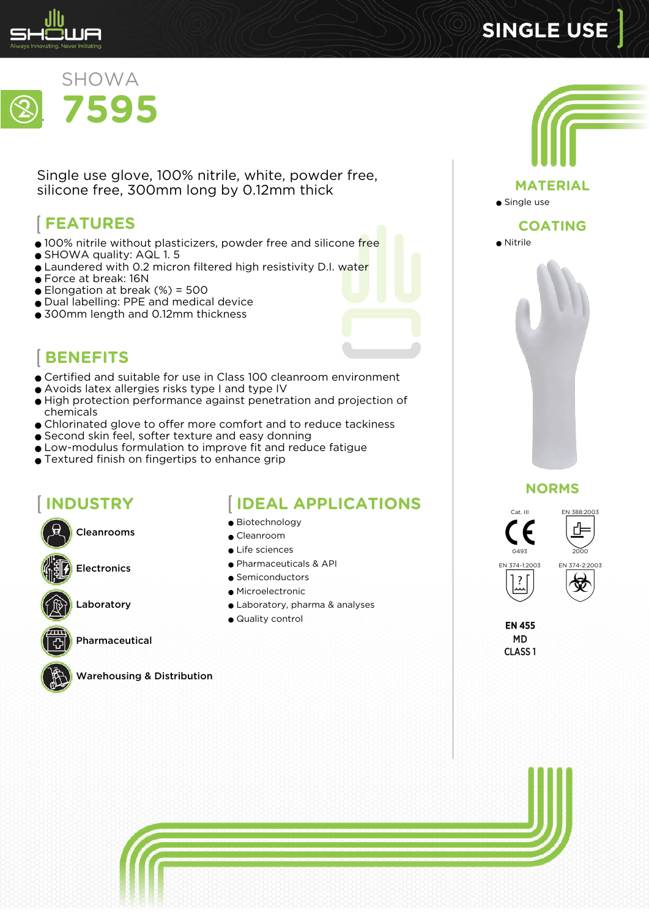SINGLE USE

SHOWA

# 7595

Single use glove, 100% nitrile, white, powder free, silicone free, 300mm long by 0.12mm thick

## FEATURES

- 100% nitrile without plasticizers, powder free and silicone free
- SHOWA quality: AQL 1. 5
- Laundered with 0.2 micron filtered high resistivity D.I. water
- Force at break: 16N
- Elongation at break (%) = 500
- Dual labelling: PPE and medical device
- 300mm length and 0.12mm thickness

## BENEFITS

- Certified and suitable for use in Class 100 cleanroom environment
- Avoids latex allergies risks type I and type IV
- High protection performance against penetration and projection of chemicals
- Chlorinated glove to offer more comfort and to reduce tackiness
- Second skin feel, softer texture and easy donning
- Low-modulus formulation to improve fit and reduce fatigue
- Textured finish on fingertips to enhance grip

## INDUSTRY

- Cleanrooms
- Electronics
- Laboratory
- Pharmaceutical
- Warehousing & Distribution

## IDEAL APPLICATIONS

- Biotechnology
- Cleanroom
- Life sciences
- Pharmaceuticals & API
- Semiconductors
- Microelectronic
- Laboratory, pharma & analyses
- Quality control

## MATERIAL

- Single use

## COATING

- Nitrile

## NORMS

Cat. III 0493

EN 388:2003 2000

EN 374-1:2003

EN 374-2:2003

EN 455
MD
CLASS 1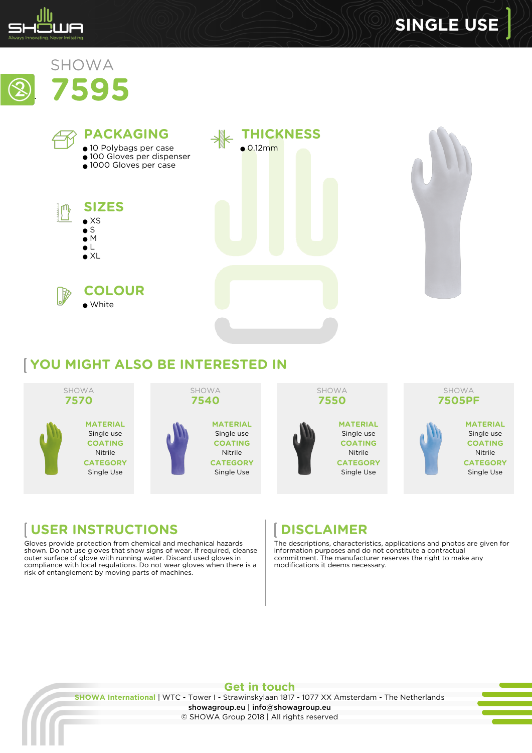SINGLE USE

SHOWA

# 7595

## PACKAGING

- 10 Polybags per case
- 100 Gloves per dispenser
- 1000 Gloves per case

## THICKNESS

- 0.12mm

## SIZES

- XS
- S
- M
- L
- XL

## COLOUR

- White

## YOU MIGHT ALSO BE INTERESTED IN

SHOWA
**7570**
MATERIAL
Single use
COATING
Nitrile
CATEGORY
Single Use

SHOWA
**7540**
MATERIAL
Single use
COATING
Nitrile
CATEGORY
Single Use

SHOWA
**7550**
MATERIAL
Single use
COATING
Nitrile
CATEGORY
Single Use

SHOWA
**7505PF**
MATERIAL
Single use
COATING
Nitrile
CATEGORY
Single Use

## USER INSTRUCTIONS

Gloves provide protection from chemical and mechanical hazards shown. Do not use gloves that show signs of wear. If required, cleanse outer surface of glove with running water. Discard used gloves in compliance with local regulations. Do not wear gloves when there is a risk of entanglement by moving parts of machines.

## DISCLAIMER

The descriptions, characteristics, applications and photos are given for information purposes and do not constitute a contractual commitment. The manufacturer reserves the right to make any modifications it deems necessary.

## Get in touch

**SHOWA International** | WTC - Tower I - Strawinskylaan 1817 - 1077 XX Amsterdam - The Netherlands
**showagroup.eu** | **info@showagroup.eu**
© SHOWA Group 2018 | All rights reserved